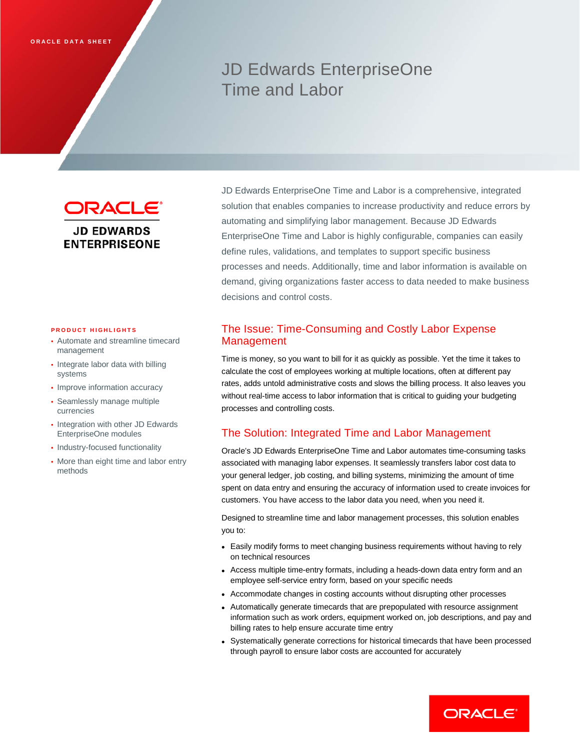ORACLE DATA SHEET

# JD Edwards EnterpriseOne Time and Labor

ORACLE JD EDWARDS ENTERPRISEONE

JD Edwards EnterpriseOne Time and Labor is a comprehensive, integrated solution that enables companies to increase productivity and reduce errors by automating and simplifying labor management. Because JD Edwards EnterpriseOne Time and Labor is highly configurable, companies can easily define rules, validations, and templates to support specific business processes and needs. Additionally, time and labor information is available on demand, giving organizations faster access to data needed to make business decisions and control costs.

### PRODUCT HIGHLIGHTS

- Automate and streamline timecard management
- Integrate labor data with billing systems
- Improve information accuracy
- Seamlessly manage multiple currencies
- Integration with other JD Edwards EnterpriseOne modules
- Industry-focused functionality
- More than eight time and labor entry methods

## The Issue: Time-Consuming and Costly Labor Expense Management

Time is money, so you want to bill for it as quickly as possible. Yet the time it takes to calculate the cost of employees working at multiple locations, often at different pay rates, adds untold administrative costs and slows the billing process. It also leaves you without real-time access to labor information that is critical to guiding your budgeting processes and controlling costs.

## The Solution: Integrated Time and Labor Management

Oracle's JD Edwards EnterpriseOne Time and Labor automates time-consuming tasks associated with managing labor expenses. It seamlessly transfers labor cost data to your general ledger, job costing, and billing systems, minimizing the amount of time spent on data entry and ensuring the accuracy of information used to create invoices for customers. You have access to the labor data you need, when you need it.

Designed to streamline time and labor management processes, this solution enables you to:

- Easily modify forms to meet changing business requirements without having to rely on technical resources
- Access multiple time-entry formats, including a heads-down data entry form and an employee self-service entry form, based on your specific needs
- Accommodate changes in costing accounts without disrupting other processes
- Automatically generate timecards that are prepopulated with resource assignment information such as work orders, equipment worked on, job descriptions, and pay and billing rates to help ensure accurate time entry
- Systematically generate corrections for historical timecards that have been processed through payroll to ensure labor costs are accounted for accurately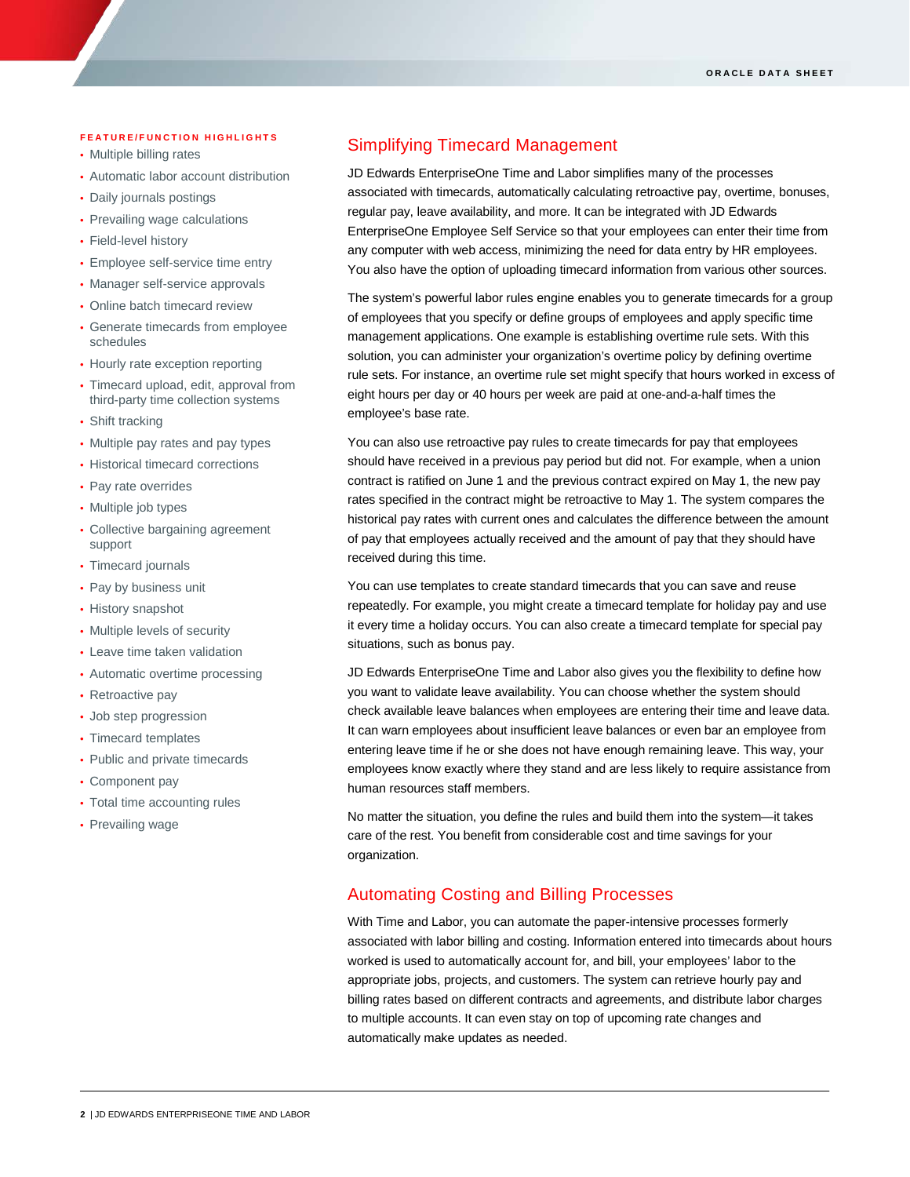**FEATURE/FUNCTION HIGHLIGHTS**

- Multiple billing rates
- Automatic labor account distribution
- Daily journals postings
- Prevailing wage calculations
- Field-level history
- Employee self-service time entry
- Manager self-service approvals
- Online batch timecard review
- Generate timecards from employee schedules
- Hourly rate exception reporting
- Timecard upload, edit, approval from third-party time collection systems
- Shift tracking
- Multiple pay rates and pay types
- Historical timecard corrections
- Pay rate overrides
- Multiple job types
- Collective bargaining agreement support
- Timecard journals
- Pay by business unit
- History snapshot
- Multiple levels of security
- Leave time taken validation
- Automatic overtime processing
- Retroactive pay
- Job step progression
- Timecard templates
- Public and private timecards
- Component pay
- Total time accounting rules
- Prevailing wage

## Simplifying Timecard Management

JD Edwards EnterpriseOne Time and Labor simplifies many of the processes associated with timecards, automatically calculating retroactive pay, overtime, bonuses, regular pay, leave availability, and more. It can be integrated with JD Edwards EnterpriseOne Employee Self Service so that your employees can enter their time from any computer with web access, minimizing the need for data entry by HR employees. You also have the option of uploading timecard information from various other sources.

The system's powerful labor rules engine enables you to generate timecards for a group of employees that you specify or define groups of employees and apply specific time management applications. One example is establishing overtime rule sets. With this solution, you can administer your organization's overtime policy by defining overtime rule sets. For instance, an overtime rule set might specify that hours worked in excess of eight hours per day or 40 hours per week are paid at one-and-a-half times the employee's base rate.

You can also use retroactive pay rules to create timecards for pay that employees should have received in a previous pay period but did not. For example, when a union contract is ratified on June 1 and the previous contract expired on May 1, the new pay rates specified in the contract might be retroactive to May 1. The system compares the historical pay rates with current ones and calculates the difference between the amount of pay that employees actually received and the amount of pay that they should have received during this time.

You can use templates to create standard timecards that you can save and reuse repeatedly. For example, you might create a timecard template for holiday pay and use it every time a holiday occurs. You can also create a timecard template for special pay situations, such as bonus pay.

JD Edwards EnterpriseOne Time and Labor also gives you the flexibility to define how you want to validate leave availability. You can choose whether the system should check available leave balances when employees are entering their time and leave data. It can warn employees about insufficient leave balances or even bar an employee from entering leave time if he or she does not have enough remaining leave. This way, your employees know exactly where they stand and are less likely to require assistance from human resources staff members.

No matter the situation, you define the rules and build them into the system—it takes care of the rest. You benefit from considerable cost and time savings for your organization.

## Automating Costing and Billing Processes

With Time and Labor, you can automate the paper-intensive processes formerly associated with labor billing and costing. Information entered into timecards about hours worked is used to automatically account for, and bill, your employees' labor to the appropriate jobs, projects, and customers. The system can retrieve hourly pay and billing rates based on different contracts and agreements, and distribute labor charges to multiple accounts. It can even stay on top of upcoming rate changes and automatically make updates as needed.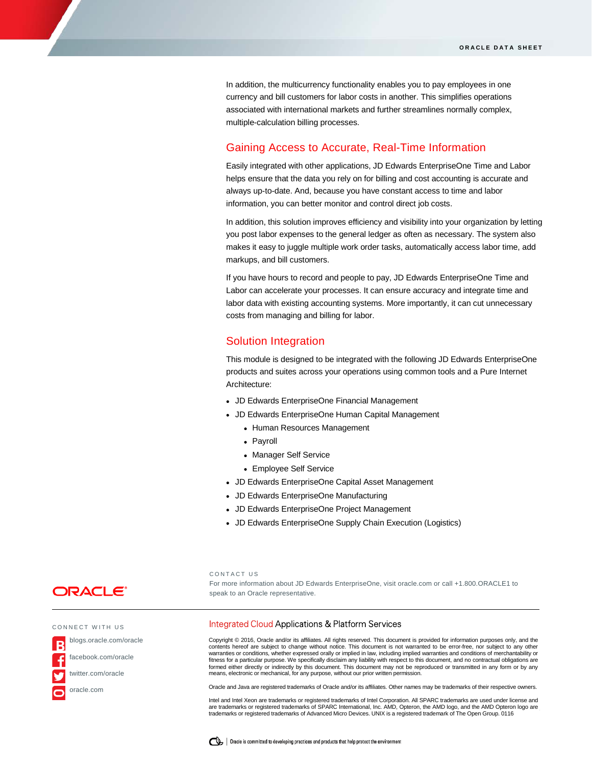In addition, the multicurrency functionality enables you to pay employees in one currency and bill customers for labor costs in another. This simplifies operations associated with international markets and further streamlines normally complex, multiple-calculation billing processes.

## Gaining Access to Accurate, Real-Time Information

Easily integrated with other applications, JD Edwards EnterpriseOne Time and Labor helps ensure that the data you rely on for billing and cost accounting is accurate and always up-to-date. And, because you have constant access to time and labor information, you can better monitor and control direct job costs.

In addition, this solution improves efficiency and visibility into your organization by letting you post labor expenses to the general ledger as often as necessary. The system also makes it easy to juggle multiple work order tasks, automatically access labor time, add markups, and bill customers.

If you have hours to record and people to pay, JD Edwards EnterpriseOne Time and Labor can accelerate your processes. It can ensure accuracy and integrate time and labor data with existing accounting systems. More importantly, it can cut unnecessary costs from managing and billing for labor.

## Solution Integration

This module is designed to be integrated with the following JD Edwards EnterpriseOne products and suites across your operations using common tools and a Pure Internet Architecture:

- JD Edwards EnterpriseOne Financial Management
- JD Edwards EnterpriseOne Human Capital Management
  - Human Resources Management
  - Payroll
  - Manager Self Service
  - Employee Self Service
- JD Edwards EnterpriseOne Capital Asset Management
- JD Edwards EnterpriseOne Manufacturing
- JD Edwards EnterpriseOne Project Management
- JD Edwards EnterpriseOne Supply Chain Execution (Logistics)

CONTACT US

For more information about JD Edwards EnterpriseOne, visit oracle.com or call +1.800.ORACLE1 to speak to an Oracle representative.

ORACLE

CONNECT WITH US

blogs.oracle.com/oracle

facebook.com/oracle

twitter.com/oracle

oracle.com

Integrated Cloud Applications & Platform Services

Copyright © 2016, Oracle and/or its affiliates. All rights reserved. This document is provided for information purposes only, and the contents hereof are subject to change without notice. This document is not warranted to be error-free, nor subject to any other warranties or conditions, whether expressed orally or implied in law, including implied warranties and conditions of merchantability or fitness for a particular purpose. We specifically disclaim any liability with respect to this document, and no contractual obligations are formed either directly or indirectly by this document. This document may not be reproduced or transmitted in any form or by any means, electronic or mechanical, for any purpose, without our prior written permission.

Oracle and Java are registered trademarks of Oracle and/or its affiliates. Other names may be trademarks of their respective owners.

Intel and Intel Xeon are trademarks or registered trademarks of Intel Corporation. All SPARC trademarks are used under license and are trademarks or registered trademarks of SPARC International, Inc. AMD, Opteron, the AMD logo, and the AMD Opteron logo are trademarks or registered trademarks of Advanced Micro Devices. UNIX is a registered trademark of The Open Group. 0116

Oracle is committed to developing practices and products that help protect the environment